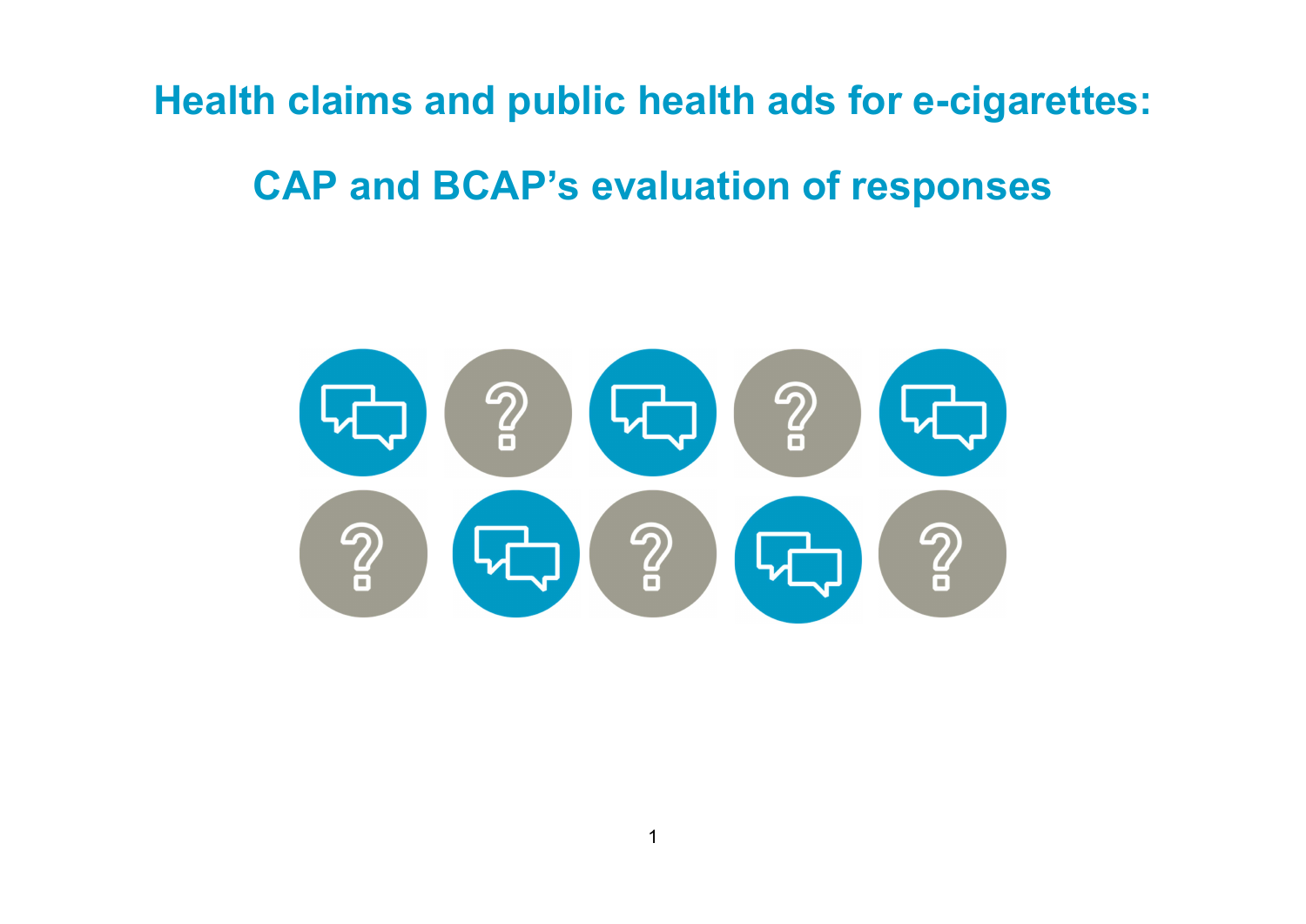# Health claims and public health ads for e-cigarettes:

## CAP and BCAP's evaluation of responses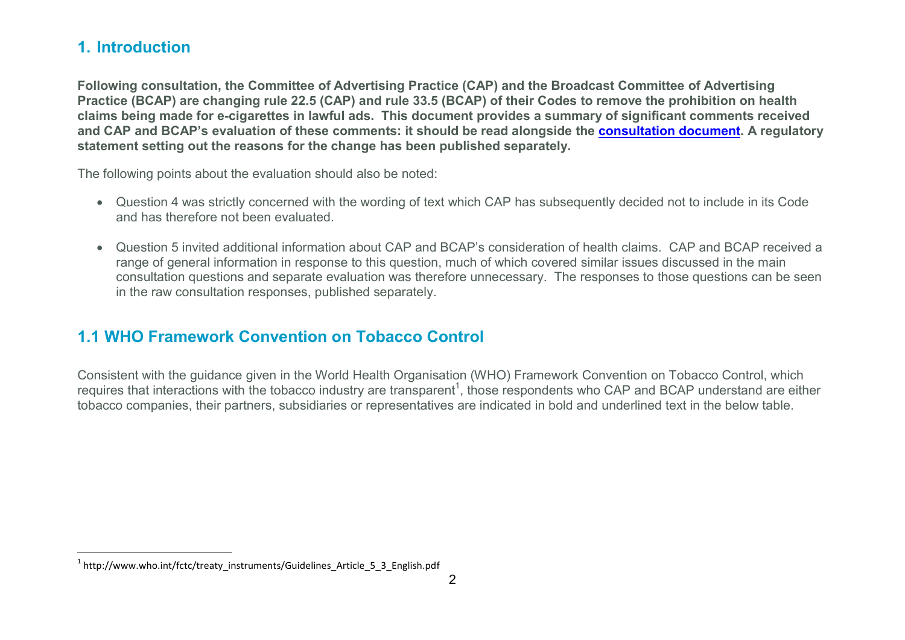## 1. Introduction

**Following consultation, the Committee of Advertising Practice (CAP) and the Broadcast Committee of Advertising Practice (BCAP) are changing rule 22.5 (CAP) and rule 33.5 (BCAP) of their Codes to remove the prohibition on health claims being made for e-cigarettes in lawful ads. This document provides a summary of significant comments received and CAP and BCAP's evaluation of these comments: it should be read alongside the consultation document. A regulatory statement setting out the reasons for the change has been published separately.**

The following points about the evaluation should also be noted:

- Question 4 was strictly concerned with the wording of text which CAP has subsequently decided not to include in its Code and has therefore not been evaluated.
- Question 5 invited additional information about CAP and BCAP's consideration of health claims. CAP and BCAP received a range of general information in response to this question, much of which covered similar issues discussed in the main consultation questions and separate evaluation was therefore unnecessary. The responses to those questions can be seen in the raw consultation responses, published separately.

## 1.1 WHO Framework Convention on Tobacco Control

Consistent with the guidance given in the World Health Organisation (WHO) Framework Convention on Tobacco Control, which requires that interactions with the tobacco industry are transparent[1], those respondents who CAP and BCAP understand are either tobacco companies, their partners, subsidiaries or representatives are indicated in bold and underlined text in the below table.

[1] http://www.who.int/fctc/treaty_instruments/Guidelines_Article_5_3_English.pdf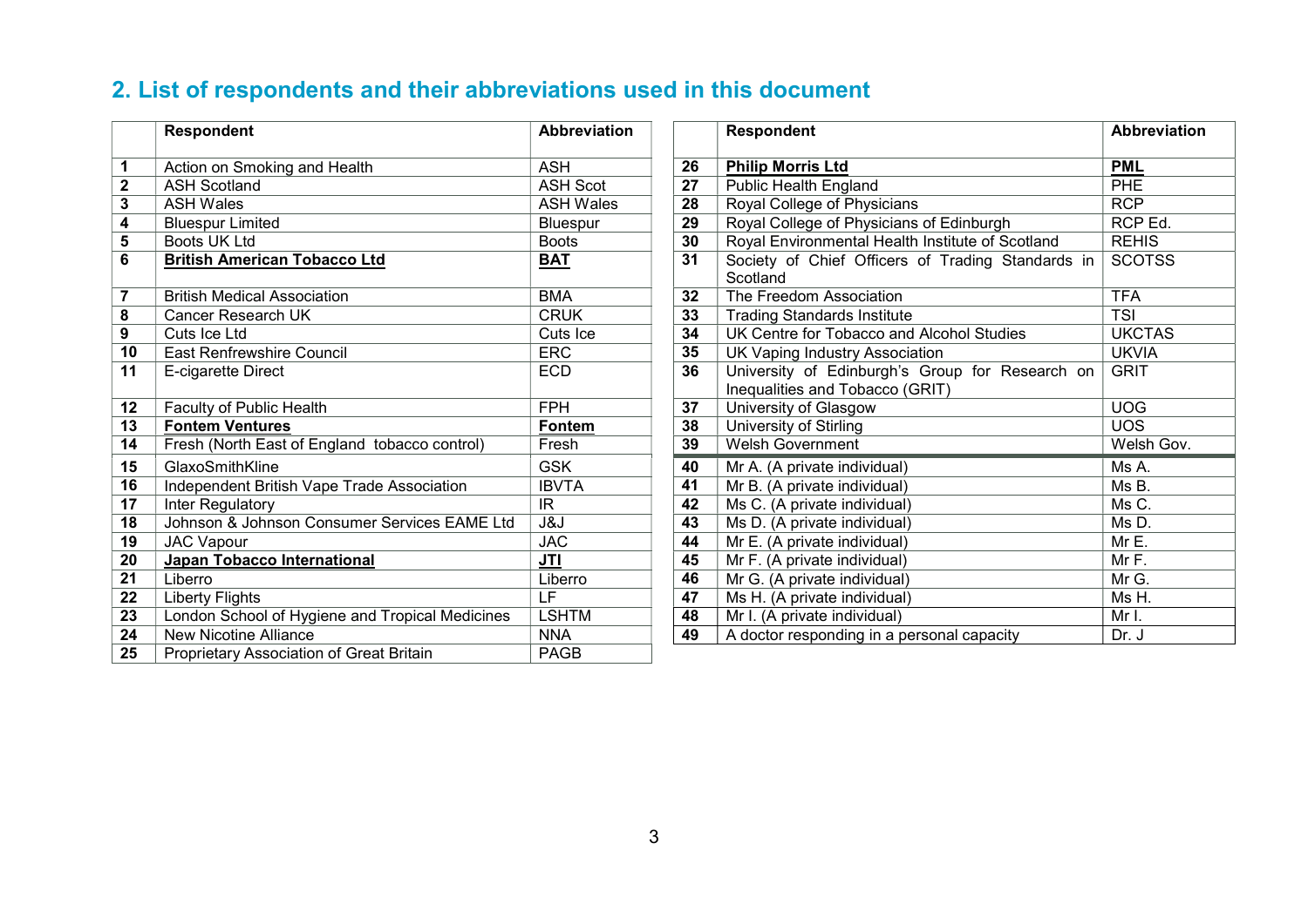## 2. List of respondents and their abbreviations used in this document

| | Respondent | Abbreviation |
|---|---|---|
| 1 | Action on Smoking and Health | ASH |
| 2 | ASH Scotland | ASH Scot |
| 3 | ASH Wales | ASH Wales |
| 4 | Bluespur Limited | Bluespur |
| 5 | Boots UK Ltd | Boots |
| 6 | **British American Tobacco Ltd** | **BAT** |
| 7 | British Medical Association | BMA |
| 8 | Cancer Research UK | CRUK |
| 9 | Cuts Ice Ltd | Cuts Ice |
| 10 | East Renfrewshire Council | ERC |
| 11 | E-cigarette Direct | ECD |
| 12 | Faculty of Public Health | FPH |
| 13 | **Fontem Ventures** | **Fontem** |
| 14 | Fresh (North East of England tobacco control) | Fresh |
| 15 | GlaxoSmithKline | GSK |
| 16 | Independent British Vape Trade Association | IBVTA |
| 17 | Inter Regulatory | IR |
| 18 | Johnson & Johnson Consumer Services EAME Ltd | J&J |
| 19 | JAC Vapour | JAC |
| 20 | **Japan Tobacco International** | **JTI** |
| 21 | Liberro | Liberro |
| 22 | Liberty Flights | LF |
| 23 | London School of Hygiene and Tropical Medicines | LSHTM |
| 24 | New Nicotine Alliance | NNA |
| 25 | Proprietary Association of Great Britain | PAGB |
| 26 | **Philip Morris Ltd** | **PML** |
| 27 | Public Health England | PHE |
| 28 | Royal College of Physicians | RCP |
| 29 | Royal College of Physicians of Edinburgh | RCP Ed. |
| 30 | Royal Environmental Health Institute of Scotland | REHIS |
| 31 | Society of Chief Officers of Trading Standards in Scotland | SCOTSS |
| 32 | The Freedom Association | TFA |
| 33 | Trading Standards Institute | TSI |
| 34 | UK Centre for Tobacco and Alcohol Studies | UKCTAS |
| 35 | UK Vaping Industry Association | UKVIA |
| 36 | University of Edinburgh's Group for Research on Inequalities and Tobacco (GRIT) | GRIT |
| 37 | University of Glasgow | UOG |
| 38 | University of Stirling | UOS |
| 39 | Welsh Government | Welsh Gov. |
| 40 | Mr A. (A private individual) | Ms A. |
| 41 | Mr B. (A private individual) | Ms B. |
| 42 | Ms C. (A private individual) | Ms C. |
| 43 | Ms D. (A private individual) | Ms D. |
| 44 | Mr E. (A private individual) | Mr E. |
| 45 | Mr F. (A private individual) | Mr F. |
| 46 | Mr G. (A private individual) | Mr G. |
| 47 | Ms H. (A private individual) | Ms H. |
| 48 | Mr I. (A private individual) | Mr I. |
| 49 | A doctor responding in a personal capacity | Dr. J |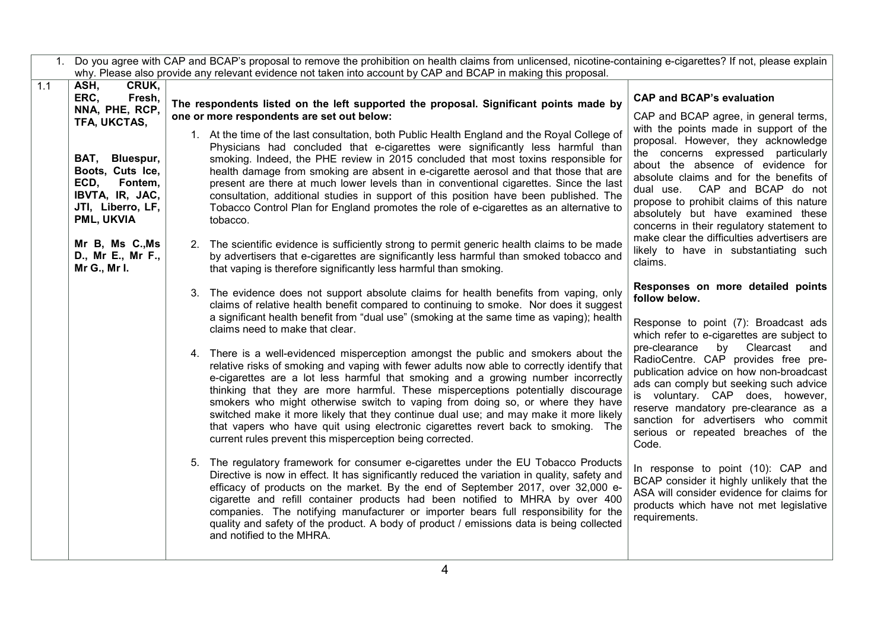| 1. | Do you agree with CAP and BCAP's proposal to remove the prohibition on health claims from unlicensed, nicotine-containing e-cigarettes? If not, please explain why. Please also provide any relevant evidence not taken into account by CAP and BCAP in making this proposal. | | |
|---|---|---|---|
| 1.1 | **ASH, CRUK, ERC, Fresh, NNA, PHE, RCP, TFA, UKCTAS,**<br><br>**BAT, Bluespur, Boots, Cuts Ice, ECD, Fontem, IBVTA, IR, JAC, JTI, Liberro, LF, PML, UKVIA**<br><br>**Mr B, Ms C.,Ms D., Mr E., Mr F., Mr G., Mr I.** | **The respondents listed on the left supported the proposal. Significant points made by one or more respondents are set out below:**<br><br>1. At the time of the last consultation, both Public Health England and the Royal College of Physicians had concluded that e-cigarettes were significantly less harmful than smoking. Indeed, the PHE review in 2015 concluded that most toxins responsible for health damage from smoking are absent in e-cigarette aerosol and that those that are present are there at much lower levels than in conventional cigarettes. Since the last consultation, additional studies in support of this position have been published. The Tobacco Control Plan for England promotes the role of e-cigarettes as an alternative to tobacco.<br><br>2. The scientific evidence is sufficiently strong to permit generic health claims to be made by advertisers that e-cigarettes are significantly less harmful than smoked tobacco and that vaping is therefore significantly less harmful than smoking.<br><br>3. The evidence does not support absolute claims for health benefits from vaping, only claims of relative health benefit compared to continuing to smoke. Nor does it suggest a significant health benefit from "dual use" (smoking at the same time as vaping); health claims need to make that clear.<br><br>4. There is a well-evidenced misperception amongst the public and smokers about the relative risks of smoking and vaping with fewer adults now able to correctly identify that e-cigarettes are a lot less harmful that smoking and a growing number incorrectly thinking that they are more harmful. These misperceptions potentially discourage smokers who might otherwise switch to vaping from doing so, or where they have switched make it more likely that they continue dual use; and may make it more likely that vapers who have quit using electronic cigarettes revert back to smoking. The current rules prevent this misperception being corrected.<br><br>5. The regulatory framework for consumer e-cigarettes under the EU Tobacco Products Directive is now in effect. It has significantly reduced the variation in quality, safety and efficacy of products on the market. By the end of September 2017, over 32,000 e-cigarette and refill container products had been notified to MHRA by over 400 companies. The notifying manufacturer or importer bears full responsibility for the quality and safety of the product. A body of product / emissions data is being collected and notified to the MHRA. | **CAP and BCAP's evaluation**<br><br>CAP and BCAP agree, in general terms, with the points made in support of the proposal. However, they acknowledge the concerns expressed particularly about the absence of evidence for absolute claims and for the benefits of dual use. CAP and BCAP do not propose to prohibit claims of this nature absolutely but have examined these concerns in their regulatory statement to make clear the difficulties advertisers are likely to have in substantiating such claims.<br><br>**Responses on more detailed points follow below.**<br><br>Response to point (7): Broadcast ads which refer to e-cigarettes are subject to pre-clearance by Clearcast and RadioCentre. CAP provides free pre-publication advice on how non-broadcast ads can comply but seeking such advice is voluntary. CAP does, however, reserve mandatory pre-clearance as a sanction for advertisers who commit serious or repeated breaches of the Code.<br><br>In response to point (10): CAP and BCAP consider it highly unlikely that the ASA will consider evidence for claims for products which have not met legislative requirements. |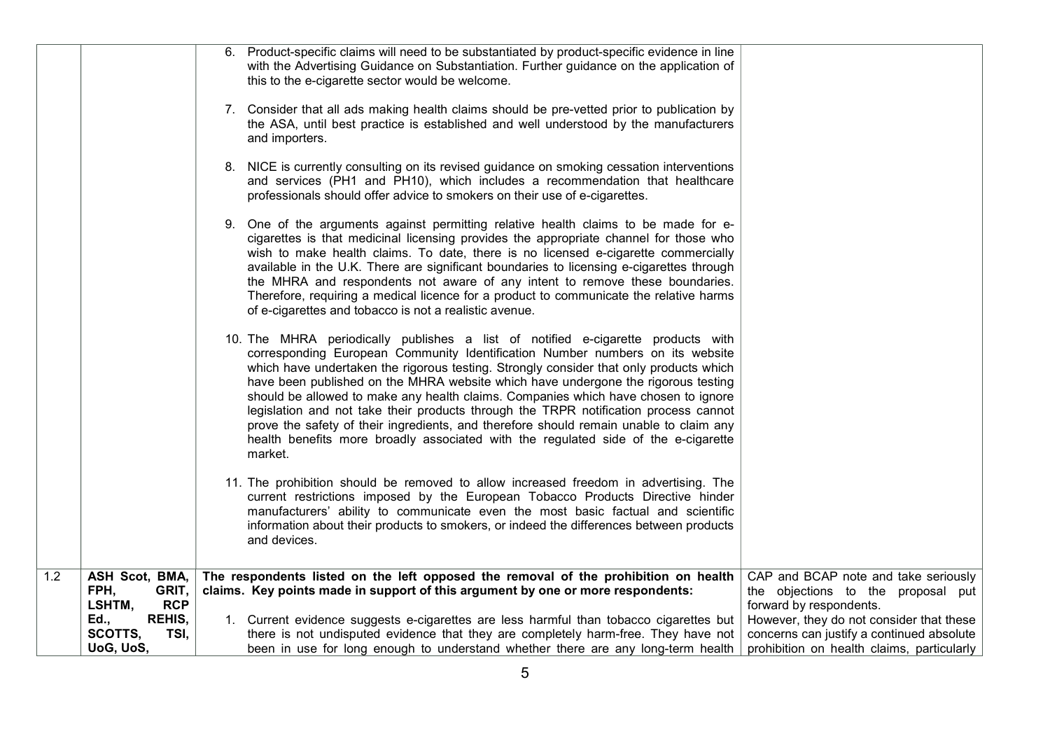| | | | |
|---|---|---|---|
| | | 6. Product-specific claims will need to be substantiated by product-specific evidence in line with the Advertising Guidance on Substantiation. Further guidance on the application of this to the e-cigarette sector would be welcome.<br><br>7. Consider that all ads making health claims should be pre-vetted prior to publication by the ASA, until best practice is established and well understood by the manufacturers and importers.<br><br>8. NICE is currently consulting on its revised guidance on smoking cessation interventions and services (PH1 and PH10), which includes a recommendation that healthcare professionals should offer advice to smokers on their use of e-cigarettes.<br><br>9. One of the arguments against permitting relative health claims to be made for e-cigarettes is that medicinal licensing provides the appropriate channel for those who wish to make health claims. To date, there is no licensed e-cigarette commercially available in the U.K. There are significant boundaries to licensing e-cigarettes through the MHRA and respondents not aware of any intent to remove these boundaries. Therefore, requiring a medical licence for a product to communicate the relative harms of e-cigarettes and tobacco is not a realistic avenue.<br><br>10. The MHRA periodically publishes a list of notified e-cigarette products with corresponding European Community Identification Number numbers on its website which have undertaken the rigorous testing. Strongly consider that only products which have been published on the MHRA website which have undergone the rigorous testing should be allowed to make any health claims. Companies which have chosen to ignore legislation and not take their products through the TRPR notification process cannot prove the safety of their ingredients, and therefore should remain unable to claim any health benefits more broadly associated with the regulated side of the e-cigarette market.<br><br>11. The prohibition should be removed to allow increased freedom in advertising. The current restrictions imposed by the European Tobacco Products Directive hinder manufacturers' ability to communicate even the most basic factual and scientific information about their products to smokers, or indeed the differences between products and devices. | |
| 1.2 | **ASH Scot, BMA, FPH, GRIT, LSHTM, RCP Ed., REHIS, SCOTTS, TSI, UoG, UoS,** | **The respondents listed on the left opposed the removal of the prohibition on health claims. Key points made in support of this argument by one or more respondents:**<br><br>1. Current evidence suggests e-cigarettes are less harmful than tobacco cigarettes but there is not undisputed evidence that they are completely harm-free. They have not been in use for long enough to understand whether there are any long-term health | CAP and BCAP note and take seriously the objections to the proposal put forward by respondents.<br>However, they do not consider that these concerns can justify a continued absolute prohibition on health claims, particularly |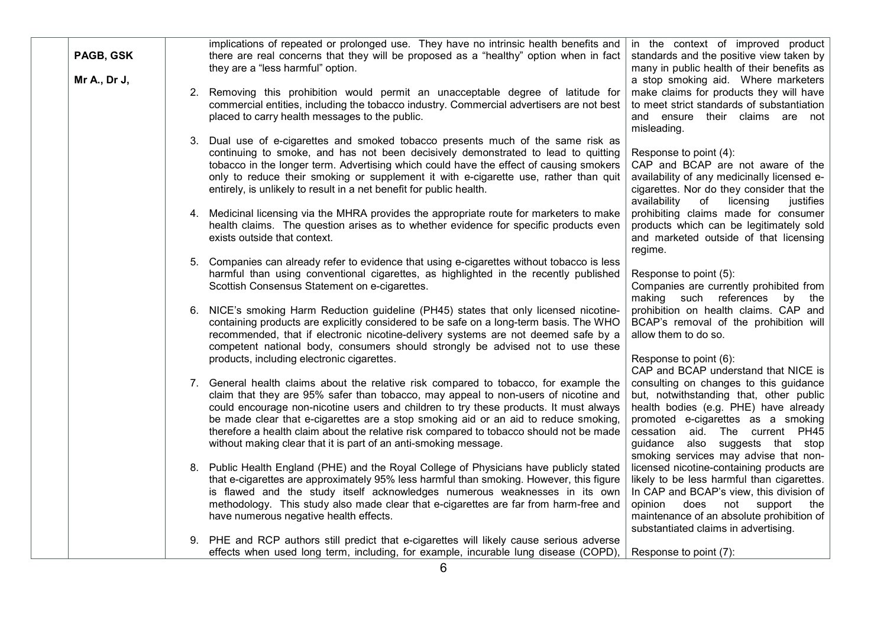| | | | |
|---|---|---|---|
| | PAGB, GSK<br><br>Mr A., Dr J, | implications of repeated or prolonged use. They have no intrinsic health benefits and there are real concerns that they will be proposed as a "healthy" option when in fact they are a "less harmful" option.<br><br>2. Removing this prohibition would permit an unacceptable degree of latitude for commercial entities, including the tobacco industry. Commercial advertisers are not best placed to carry health messages to the public.<br><br>3. Dual use of e-cigarettes and smoked tobacco presents much of the same risk as continuing to smoke, and has not been decisively demonstrated to lead to quitting tobacco in the longer term. Advertising which could have the effect of causing smokers only to reduce their smoking or supplement it with e-cigarette use, rather than quit entirely, is unlikely to result in a net benefit for public health.<br><br>4. Medicinal licensing via the MHRA provides the appropriate route for marketers to make health claims. The question arises as to whether evidence for specific products even exists outside that context.<br><br>5. Companies can already refer to evidence that using e-cigarettes without tobacco is less harmful than using conventional cigarettes, as highlighted in the recently published Scottish Consensus Statement on e-cigarettes.<br><br>6. NICE's smoking Harm Reduction guideline (PH45) states that only licensed nicotine-containing products are explicitly considered to be safe on a long-term basis. The WHO recommended, that if electronic nicotine-delivery systems are not deemed safe by a competent national body, consumers should strongly be advised not to use these products, including electronic cigarettes.<br><br>7. General health claims about the relative risk compared to tobacco, for example the claim that they are 95% safer than tobacco, may appeal to non-users of nicotine and could encourage non-nicotine users and children to try these products. It must always be made clear that e-cigarettes are a stop smoking aid or an aid to reduce smoking, therefore a health claim about the relative risk compared to tobacco should not be made without making clear that it is part of an anti-smoking message.<br><br>8. Public Health England (PHE) and the Royal College of Physicians have publicly stated that e-cigarettes are approximately 95% less harmful than smoking. However, this figure is flawed and the study itself acknowledges numerous weaknesses in its own methodology. This study also made clear that e-cigarettes are far from harm-free and have numerous negative health effects.<br><br>9. PHE and RCP authors still predict that e-cigarettes will likely cause serious adverse effects when used long term, including, for example, incurable lung disease (COPD), | in the context of improved product standards and the positive view taken by many in public health of their benefits as a stop smoking aid. Where marketers make claims for products they will have to meet strict standards of substantiation and ensure their claims are not misleading.<br><br>Response to point (4):<br>CAP and BCAP are not aware of the availability of any medicinally licensed e-cigarettes. Nor do they consider that the availability of licensing justifies prohibiting claims made for consumer products which can be legitimately sold and marketed outside of that licensing regime.<br><br>Response to point (5):<br>Companies are currently prohibited from making such references by the prohibition on health claims. CAP and BCAP's removal of the prohibition will allow them to do so.<br><br>Response to point (6):<br>CAP and BCAP understand that NICE is consulting on changes to this guidance but, notwithstanding that, other public health bodies (e.g. PHE) have already promoted e-cigarettes as a smoking cessation aid. The current PH45 guidance also suggests that stop smoking services may advise that non-licensed nicotine-containing products are likely to be less harmful than cigarettes. In CAP and BCAP's view, this division of opinion does not support the maintenance of an absolute prohibition of substantiated claims in advertising.<br><br>Response to point (7): |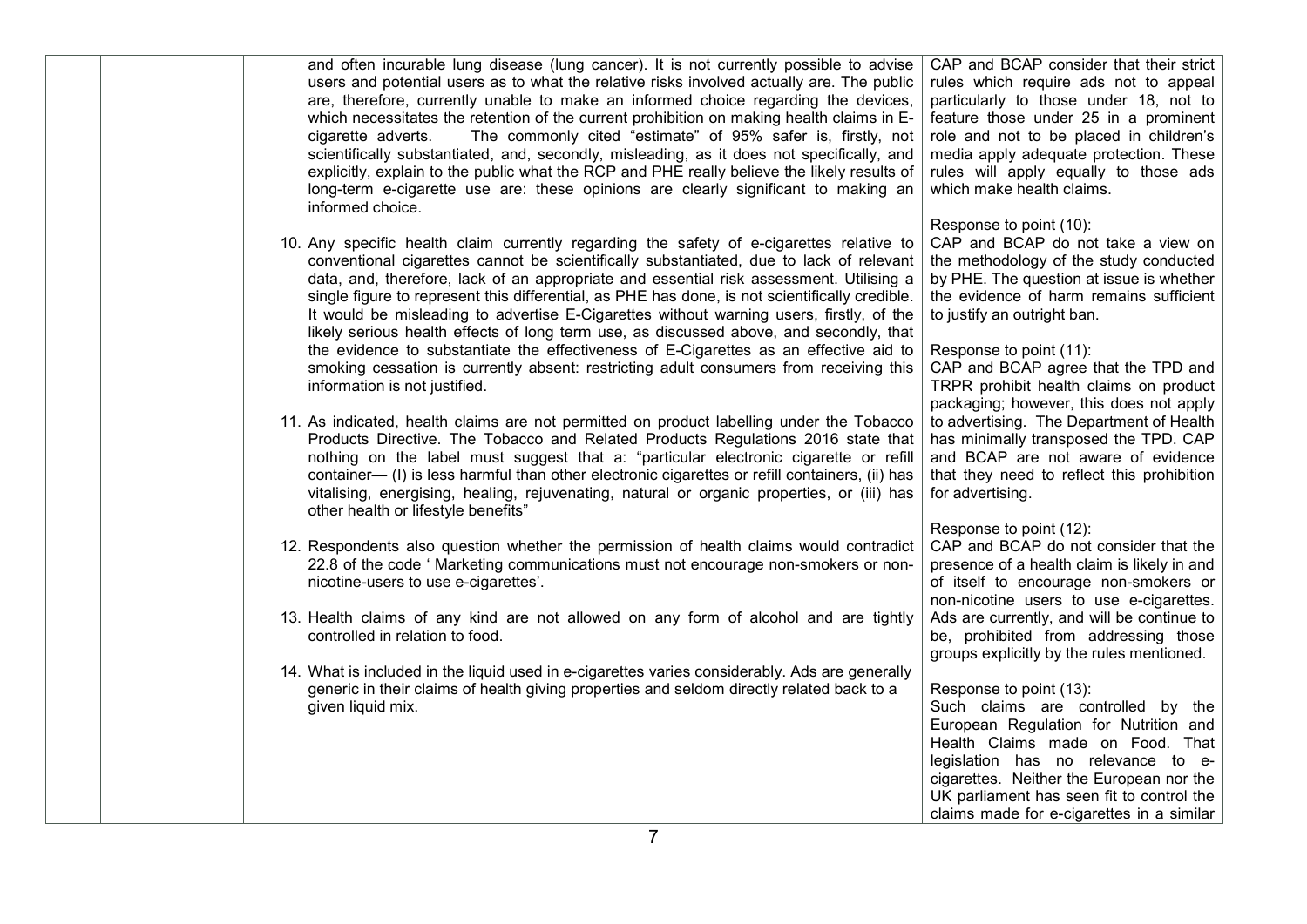| | | | |
|---|---|---|---|
| | | and often incurable lung disease (lung cancer). It is not currently possible to advise users and potential users as to what the relative risks involved actually are. The public are, therefore, currently unable to make an informed choice regarding the devices, which necessitates the retention of the current prohibition on making health claims in E-cigarette adverts. The commonly cited "estimate" of 95% safer is, firstly, not scientifically substantiated, and, secondly, misleading, as it does not specifically, and explicitly, explain to the public what the RCP and PHE really believe the likely results of long-term e-cigarette use are: these opinions are clearly significant to making an informed choice.<br><br>10. Any specific health claim currently regarding the safety of e-cigarettes relative to conventional cigarettes cannot be scientifically substantiated, due to lack of relevant data, and, therefore, lack of an appropriate and essential risk assessment. Utilising a single figure to represent this differential, as PHE has done, is not scientifically credible. It would be misleading to advertise E-Cigarettes without warning users, firstly, of the likely serious health effects of long term use, as discussed above, and secondly, that the evidence to substantiate the effectiveness of E-Cigarettes as an effective aid to smoking cessation is currently absent: restricting adult consumers from receiving this information is not justified.<br><br>11. As indicated, health claims are not permitted on product labelling under the Tobacco Products Directive. The Tobacco and Related Products Regulations 2016 state that nothing on the label must suggest that a: "particular electronic cigarette or refill container— (I) is less harmful than other electronic cigarettes or refill containers, (ii) has vitalising, energising, healing, rejuvenating, natural or organic properties, or (iii) has other health or lifestyle benefits"<br><br>12. Respondents also question whether the permission of health claims would contradict 22.8 of the code ' Marketing communications must not encourage non-smokers or non-nicotine-users to use e-cigarettes'.<br><br>13. Health claims of any kind are not allowed on any form of alcohol and are tightly controlled in relation to food.<br><br>14. What is included in the liquid used in e-cigarettes varies considerably. Ads are generally generic in their claims of health giving properties and seldom directly related back to a given liquid mix. | CAP and BCAP consider that their strict rules which require ads not to appeal particularly to those under 18, not to feature those under 25 in a prominent role and not to be placed in children's media apply adequate protection. These rules will apply equally to those ads which make health claims.<br><br>Response to point (10):<br>CAP and BCAP do not take a view on the methodology of the study conducted by PHE. The question at issue is whether the evidence of harm remains sufficient to justify an outright ban.<br><br>Response to point (11):<br>CAP and BCAP agree that the TPD and TRPR prohibit health claims on product packaging; however, this does not apply to advertising. The Department of Health has minimally transposed the TPD. CAP and BCAP are not aware of evidence that they need to reflect this prohibition for advertising.<br><br>Response to point (12):<br>CAP and BCAP do not consider that the presence of a health claim is likely in and of itself to encourage non-smokers or non-nicotine users to use e-cigarettes. Ads are currently, and will be continue to be, prohibited from addressing those groups explicitly by the rules mentioned.<br><br>Response to point (13):<br>Such claims are controlled by the European Regulation for Nutrition and Health Claims made on Food. That legislation has no relevance to e-cigarettes. Neither the European nor the UK parliament has seen fit to control the claims made for e-cigarettes in a similar |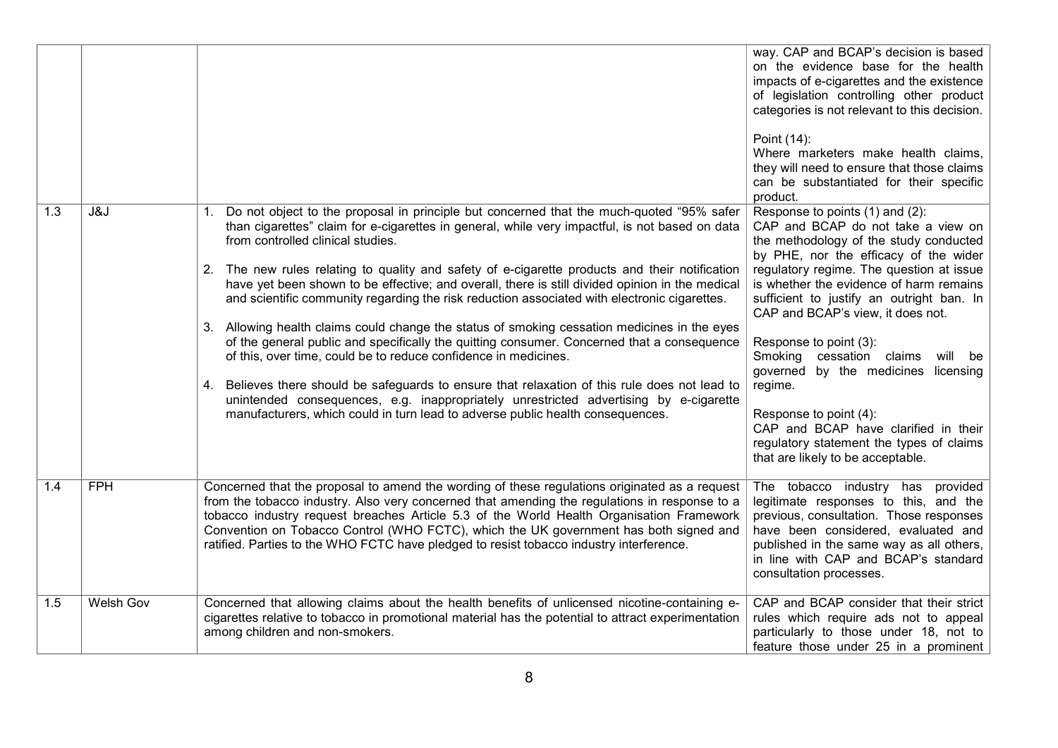| | | | |
|---|---|---|---|
| | | | way. CAP and BCAP's decision is based on the evidence base for the health impacts of e-cigarettes and the existence of legislation controlling other product categories is not relevant to this decision.<br><br>Point (14):<br>Where marketers make health claims, they will need to ensure that those claims can be substantiated for their specific product. |
| 1.3 | J&J | 1. Do not object to the proposal in principle but concerned that the much-quoted "95% safer than cigarettes" claim for e-cigarettes in general, while very impactful, is not based on data from controlled clinical studies.<br><br>2. The new rules relating to quality and safety of e-cigarette products and their notification have yet been shown to be effective; and overall, there is still divided opinion in the medical and scientific community regarding the risk reduction associated with electronic cigarettes.<br><br>3. Allowing health claims could change the status of smoking cessation medicines in the eyes of the general public and specifically the quitting consumer. Concerned that a consequence of this, over time, could be to reduce confidence in medicines.<br><br>4. Believes there should be safeguards to ensure that relaxation of this rule does not lead to unintended consequences, e.g. inappropriately unrestricted advertising by e-cigarette manufacturers, which could in turn lead to adverse public health consequences. | Response to points (1) and (2):<br>CAP and BCAP do not take a view on the methodology of the study conducted by PHE, nor the efficacy of the wider regulatory regime. The question at issue is whether the evidence of harm remains sufficient to justify an outright ban. In CAP and BCAP's view, it does not.<br><br>Response to point (3):<br>Smoking cessation claims will be governed by the medicines licensing regime.<br><br>Response to point (4):<br>CAP and BCAP have clarified in their regulatory statement the types of claims that are likely to be acceptable. |
| 1.4 | FPH | Concerned that the proposal to amend the wording of these regulations originated as a request from the tobacco industry. Also very concerned that amending the regulations in response to a tobacco industry request breaches Article 5.3 of the World Health Organisation Framework Convention on Tobacco Control (WHO FCTC), which the UK government has both signed and ratified. Parties to the WHO FCTC have pledged to resist tobacco industry interference. | The tobacco industry has provided legitimate responses to this, and the previous, consultation. Those responses have been considered, evaluated and published in the same way as all others, in line with CAP and BCAP's standard consultation processes. |
| 1.5 | Welsh Gov | Concerned that allowing claims about the health benefits of unlicensed nicotine-containing e-cigarettes relative to tobacco in promotional material has the potential to attract experimentation among children and non-smokers. | CAP and BCAP consider that their strict rules which require ads not to appeal particularly to those under 18, not to feature those under 25 in a prominent |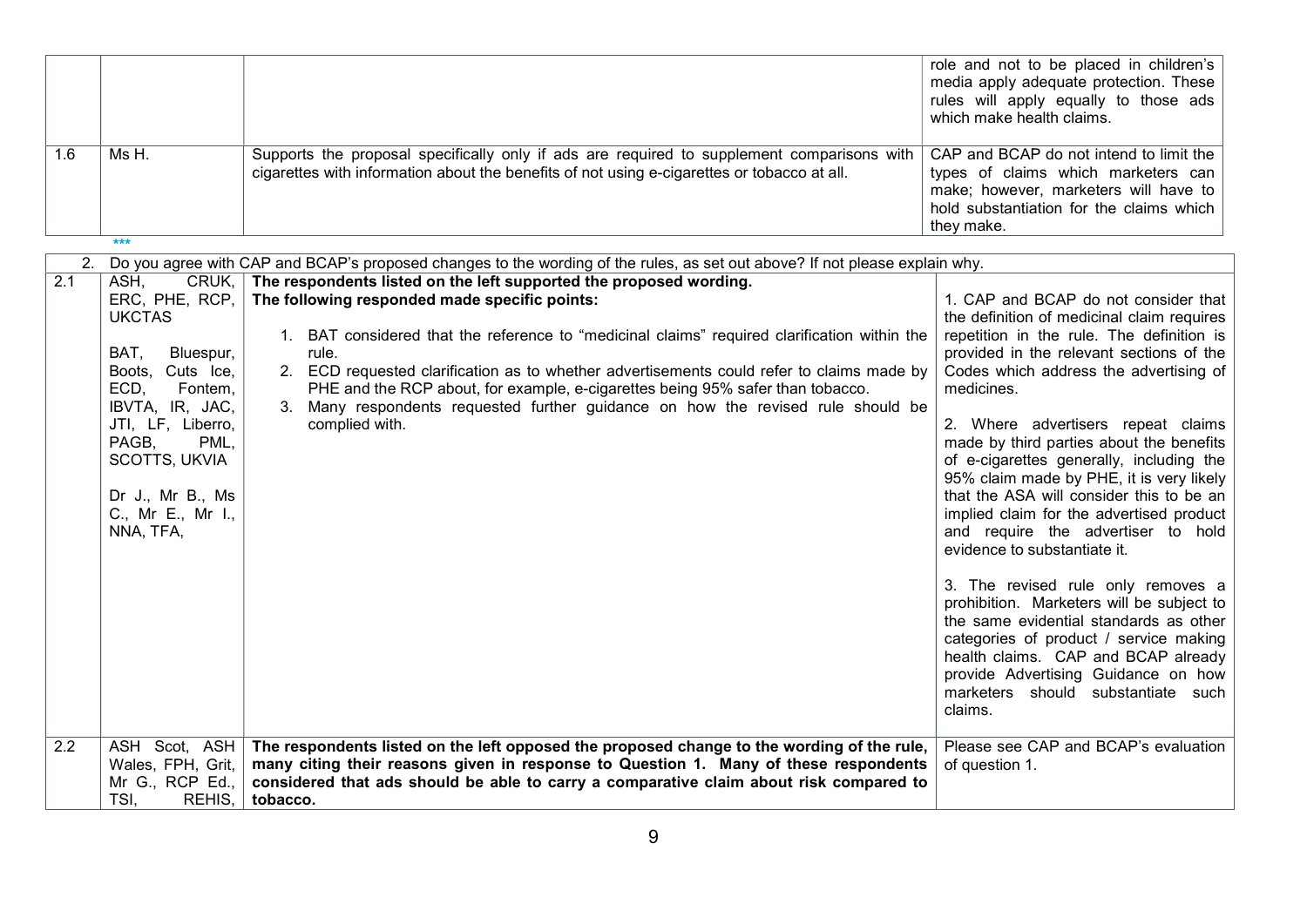| | | | |
|---|---|---|---|
| | | | role and not to be placed in children's media apply adequate protection. These rules will apply equally to those ads which make health claims. |
| 1.6 | Ms H. | Supports the proposal specifically only if ads are required to supplement comparisons with cigarettes with information about the benefits of not using e-cigarettes or tobacco at all. | CAP and BCAP do not intend to limit the types of claims which marketers can make; however, marketers will have to hold substantiation for the claims which they make. |

***

| 2. | Do you agree with CAP and BCAP's proposed changes to the wording of the rules, as set out above? If not please explain why. | | |
|---|---|---|---|
| 2.1 | ASH, CRUK, ERC, PHE, RCP, UKCTAS<br><br>BAT, Bluespur, Boots, Cuts Ice, ECD, Fontem, IBVTA, IR, JAC, JTI, LF, Liberro, PAGB, PML, SCOTTS, UKVIA<br><br>Dr J., Mr B., Ms C., Mr E., Mr I., NNA, TFA, | **The respondents listed on the left supported the proposed wording.**<br>**The following responded made specific points:**<br><br>1. BAT considered that the reference to "medicinal claims" required clarification within the rule.<br>2. ECD requested clarification as to whether advertisements could refer to claims made by PHE and the RCP about, for example, e-cigarettes being 95% safer than tobacco.<br>3. Many respondents requested further guidance on how the revised rule should be complied with. | 1. CAP and BCAP do not consider that the definition of medicinal claim requires repetition in the rule. The definition is provided in the relevant sections of the Codes which address the advertising of medicines.<br><br>2. Where advertisers repeat claims made by third parties about the benefits of e-cigarettes generally, including the 95% claim made by PHE, it is very likely that the ASA will consider this to be an implied claim for the advertised product and require the advertiser to hold evidence to substantiate it.<br><br>3. The revised rule only removes a prohibition. Marketers will be subject to the same evidential standards as other categories of product / service making health claims. CAP and BCAP already provide Advertising Guidance on how marketers should substantiate such claims. |
| 2.2 | ASH Scot, ASH Wales, FPH, Grit, Mr G., RCP Ed., TSI, REHIS, | **The respondents listed on the left opposed the proposed change to the wording of the rule, many citing their reasons given in response to Question 1. Many of these respondents considered that ads should be able to carry a comparative claim about risk compared to tobacco.** | Please see CAP and BCAP's evaluation of question 1. |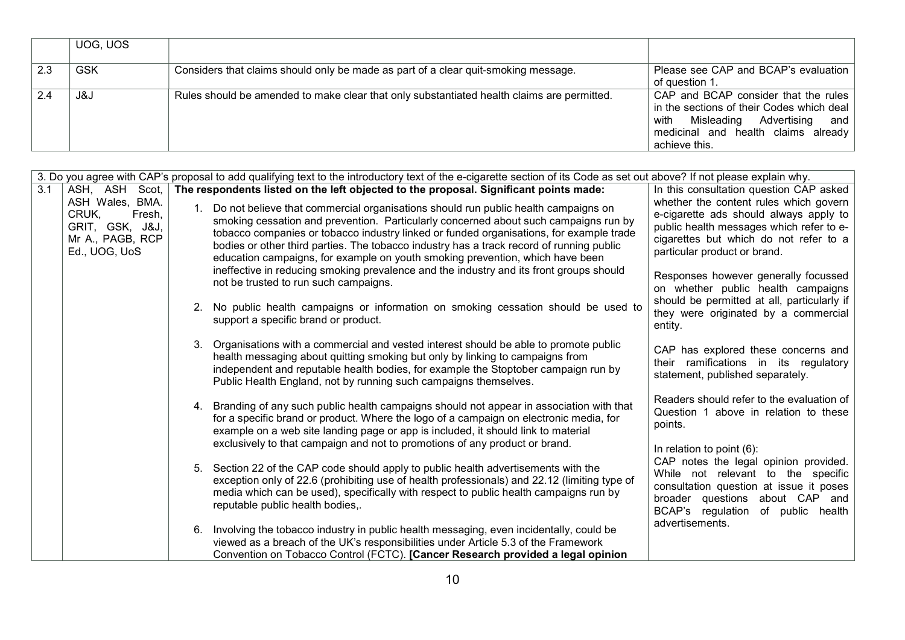|  | UOG, UOS |  |  |
|---|---|---|---|
| 2.3 | GSK | Considers that claims should only be made as part of a clear quit-smoking message. | Please see CAP and BCAP's evaluation of question 1. |
| 2.4 | J&J | Rules should be amended to make clear that only substantiated health claims are permitted. | CAP and BCAP consider that the rules in the sections of their Codes which deal with Misleading Advertising and medicinal and health claims already achieve this. |

| 3. Do you agree with CAP's proposal to add qualifying text to the introductory text of the e-cigarette section of its Code as set out above? If not please explain why. | | | |
|---|---|---|---|
| 3.1 | ASH, ASH Scot, ASH Wales, BMA. CRUK, Fresh, GRIT, GSK, J&J, Mr A., PAGB, RCP Ed., UOG, UoS | **The respondents listed on the left objected to the proposal. Significant points made:**<br><br>1. Do not believe that commercial organisations should run public health campaigns on smoking cessation and prevention. Particularly concerned about such campaigns run by tobacco companies or tobacco industry linked or funded organisations, for example trade bodies or other third parties. The tobacco industry has a track record of running public education campaigns, for example on youth smoking prevention, which have been ineffective in reducing smoking prevalence and the industry and its front groups should not be trusted to run such campaigns.<br><br>2. No public health campaigns or information on smoking cessation should be used to support a specific brand or product.<br><br>3. Organisations with a commercial and vested interest should be able to promote public health messaging about quitting smoking but only by linking to campaigns from independent and reputable health bodies, for example the Stoptober campaign run by Public Health England, not by running such campaigns themselves.<br><br>4. Branding of any such public health campaigns should not appear in association with that for a specific brand or product. Where the logo of a campaign on electronic media, for example on a web site landing page or app is included, it should link to material exclusively to that campaign and not to promotions of any product or brand.<br><br>5. Section 22 of the CAP code should apply to public health advertisements with the exception only of 22.6 (prohibiting use of health professionals) and 22.12 (limiting type of media which can be used), specifically with respect to public health campaigns run by reputable public health bodies,.<br><br>6. Involving the tobacco industry in public health messaging, even incidentally, could be viewed as a breach of the UK's responsibilities under Article 5.3 of the Framework Convention on Tobacco Control (FCTC). **[Cancer Research provided a legal opinion** | In this consultation question CAP asked whether the content rules which govern e-cigarette ads should always apply to public health messages which refer to e-cigarettes but which do not refer to a particular product or brand.<br><br>Responses however generally focussed on whether public health campaigns should be permitted at all, particularly if they were originated by a commercial entity.<br><br>CAP has explored these concerns and their ramifications in its regulatory statement, published separately.<br><br>Readers should refer to the evaluation of Question 1 above in relation to these points.<br><br>In relation to point (6):<br>CAP notes the legal opinion provided. While not relevant to the specific consultation question at issue it poses broader questions about CAP and BCAP's regulation of public health advertisements. |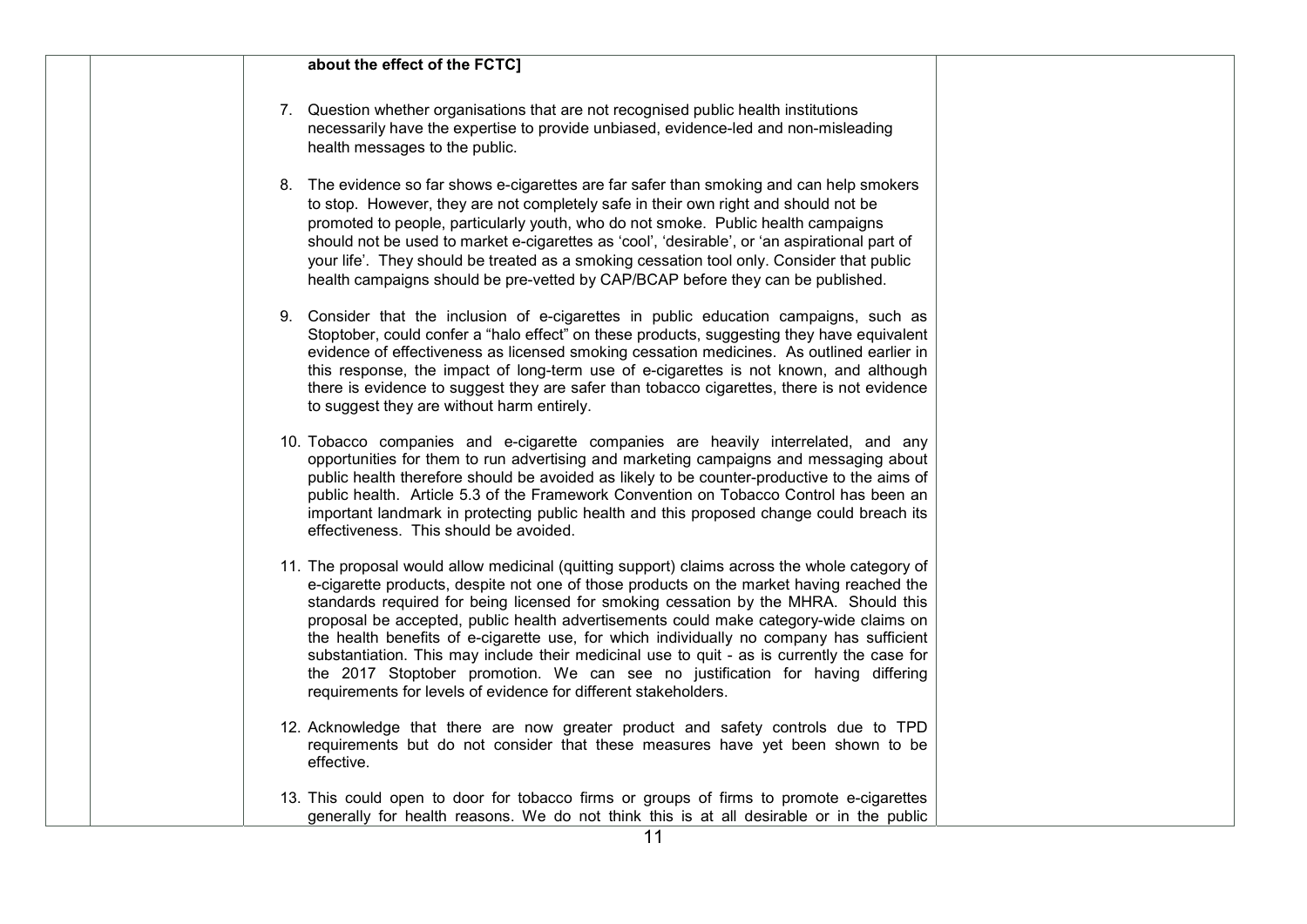**about the effect of the FCTC]**

7. Question whether organisations that are not recognised public health institutions necessarily have the expertise to provide unbiased, evidence-led and non-misleading health messages to the public.

8. The evidence so far shows e-cigarettes are far safer than smoking and can help smokers to stop. However, they are not completely safe in their own right and should not be promoted to people, particularly youth, who do not smoke. Public health campaigns should not be used to market e-cigarettes as 'cool', 'desirable', or 'an aspirational part of your life'. They should be treated as a smoking cessation tool only. Consider that public health campaigns should be pre-vetted by CAP/BCAP before they can be published.

9. Consider that the inclusion of e-cigarettes in public education campaigns, such as Stoptober, could confer a "halo effect" on these products, suggesting they have equivalent evidence of effectiveness as licensed smoking cessation medicines. As outlined earlier in this response, the impact of long-term use of e-cigarettes is not known, and although there is evidence to suggest they are safer than tobacco cigarettes, there is not evidence to suggest they are without harm entirely.

10. Tobacco companies and e-cigarette companies are heavily interrelated, and any opportunities for them to run advertising and marketing campaigns and messaging about public health therefore should be avoided as likely to be counter-productive to the aims of public health. Article 5.3 of the Framework Convention on Tobacco Control has been an important landmark in protecting public health and this proposed change could breach its effectiveness. This should be avoided.

11. The proposal would allow medicinal (quitting support) claims across the whole category of e-cigarette products, despite not one of those products on the market having reached the standards required for being licensed for smoking cessation by the MHRA. Should this proposal be accepted, public health advertisements could make category-wide claims on the health benefits of e-cigarette use, for which individually no company has sufficient substantiation. This may include their medicinal use to quit - as is currently the case for the 2017 Stoptober promotion. We can see no justification for having differing requirements for levels of evidence for different stakeholders.

12. Acknowledge that there are now greater product and safety controls due to TPD requirements but do not consider that these measures have yet been shown to be effective.

13. This could open to door for tobacco firms or groups of firms to promote e-cigarettes generally for health reasons. We do not think this is at all desirable or in the public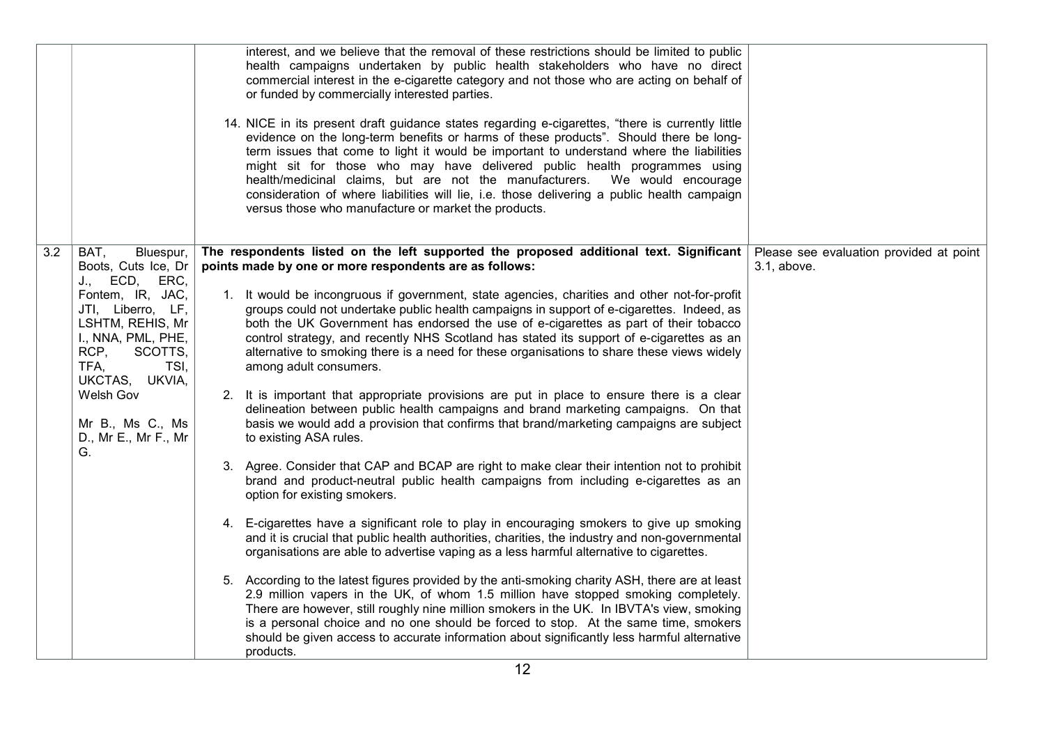| | | | |
|---|---|---|---|
| | | interest, and we believe that the removal of these restrictions should be limited to public health campaigns undertaken by public health stakeholders who have no direct commercial interest in the e-cigarette category and not those who are acting on behalf of or funded by commercially interested parties.<br><br>14. NICE in its present draft guidance states regarding e-cigarettes, "there is currently little evidence on the long-term benefits or harms of these products". Should there be long-term issues that come to light it would be important to understand where the liabilities might sit for those who may have delivered public health programmes using health/medicinal claims, but are not the manufacturers. We would encourage consideration of where liabilities will lie, i.e. those delivering a public health campaign versus those who manufacture or market the products. | |
| 3.2 | BAT, Bluespur, Boots, Cuts Ice, Dr J., ECD, ERC, Fontem, IR, JAC, JTI, Liberro, LF, LSHTM, REHIS, Mr I., NNA, PML, PHE, RCP, SCOTTS, TFA, TSI, UKCTAS, UKVIA, Welsh Gov<br><br>Mr B., Ms C., Ms D., Mr E., Mr F., Mr G. | **The respondents listed on the left supported the proposed additional text. Significant points made by one or more respondents are as follows:**<br><br>1. It would be incongruous if government, state agencies, charities and other not-for-profit groups could not undertake public health campaigns in support of e-cigarettes. Indeed, as both the UK Government has endorsed the use of e-cigarettes as part of their tobacco control strategy, and recently NHS Scotland has stated its support of e-cigarettes as an alternative to smoking there is a need for these organisations to share these views widely among adult consumers.<br><br>2. It is important that appropriate provisions are put in place to ensure there is a clear delineation between public health campaigns and brand marketing campaigns. On that basis we would add a provision that confirms that brand/marketing campaigns are subject to existing ASA rules.<br><br>3. Agree. Consider that CAP and BCAP are right to make clear their intention not to prohibit brand and product-neutral public health campaigns from including e-cigarettes as an option for existing smokers.<br><br>4. E-cigarettes have a significant role to play in encouraging smokers to give up smoking and it is crucial that public health authorities, charities, the industry and non-governmental organisations are able to advertise vaping as a less harmful alternative to cigarettes.<br><br>5. According to the latest figures provided by the anti-smoking charity ASH, there are at least 2.9 million vapers in the UK, of whom 1.5 million have stopped smoking completely. There are however, still roughly nine million smokers in the UK. In IBVTA's view, smoking is a personal choice and no one should be forced to stop. At the same time, smokers should be given access to accurate information about significantly less harmful alternative products. | Please see evaluation provided at point 3.1, above. |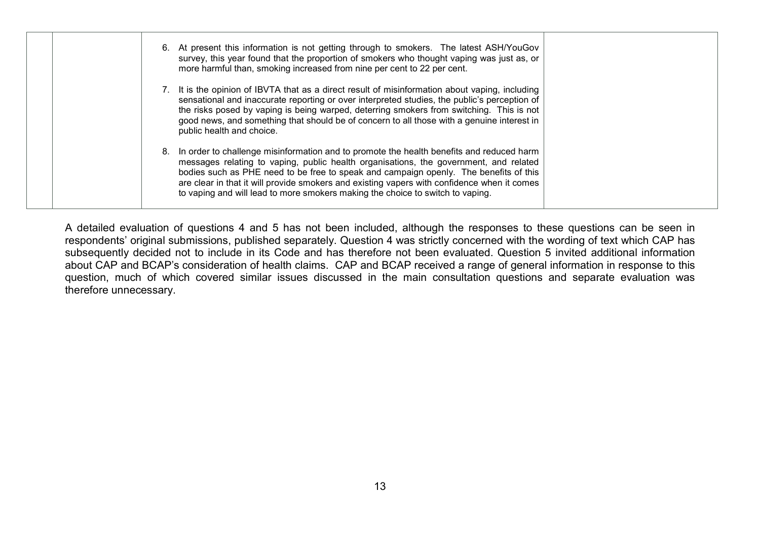| | | | |
|---|---|---|---|
| | | 6. At present this information is not getting through to smokers. The latest ASH/YouGov survey, this year found that the proportion of smokers who thought vaping was just as, or more harmful than, smoking increased from nine per cent to 22 per cent.<br><br>7. It is the opinion of IBVTA that as a direct result of misinformation about vaping, including sensational and inaccurate reporting or over interpreted studies, the public's perception of the risks posed by vaping is being warped, deterring smokers from switching. This is not good news, and something that should be of concern to all those with a genuine interest in public health and choice.<br><br>8. In order to challenge misinformation and to promote the health benefits and reduced harm messages relating to vaping, public health organisations, the government, and related bodies such as PHE need to be free to speak and campaign openly. The benefits of this are clear in that it will provide smokers and existing vapers with confidence when it comes to vaping and will lead to more smokers making the choice to switch to vaping. | |

A detailed evaluation of questions 4 and 5 has not been included, although the responses to these questions can be seen in respondents' original submissions, published separately. Question 4 was strictly concerned with the wording of text which CAP has subsequently decided not to include in its Code and has therefore not been evaluated. Question 5 invited additional information about CAP and BCAP's consideration of health claims. CAP and BCAP received a range of general information in response to this question, much of which covered similar issues discussed in the main consultation questions and separate evaluation was therefore unnecessary.